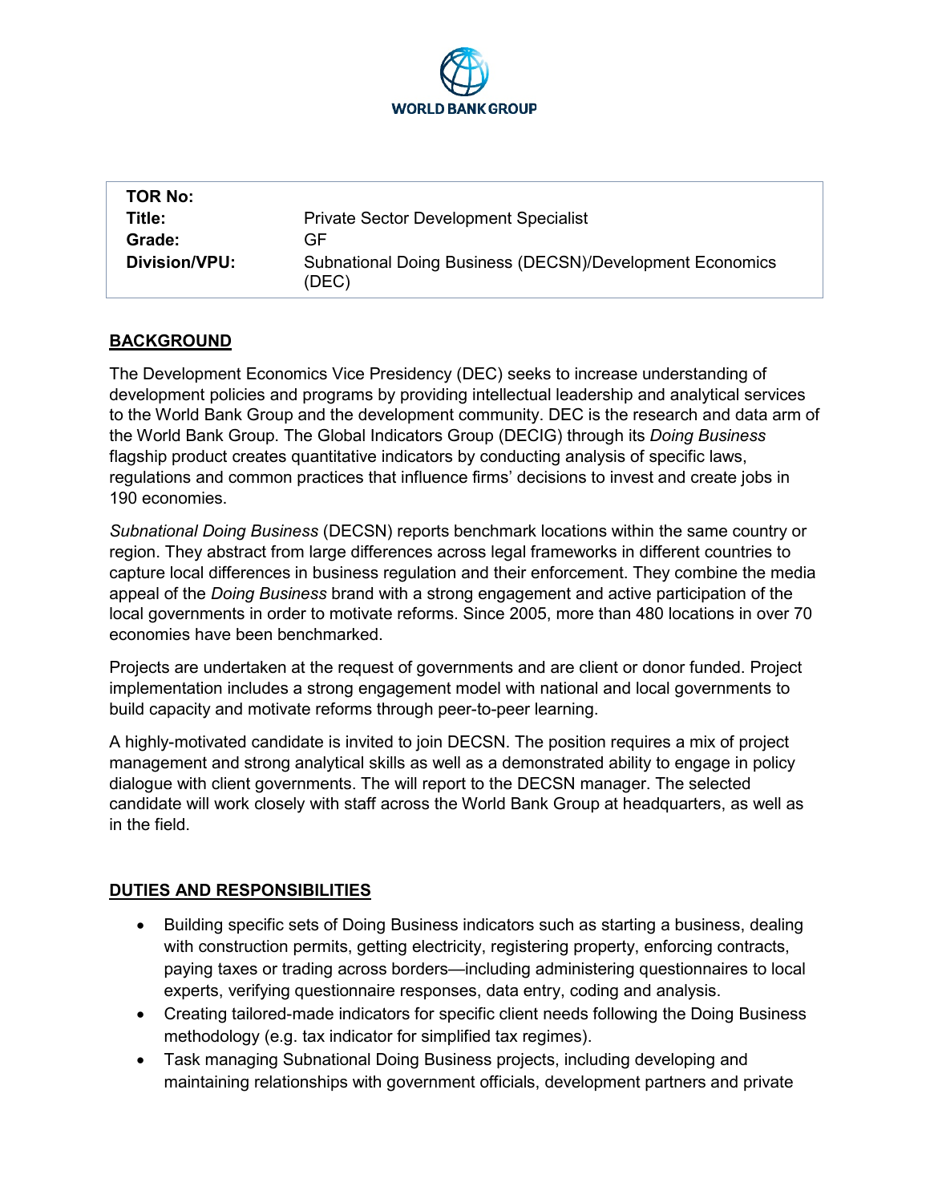WORLD BANK GROUP

| | |
|---|---|
| **TOR No:** | |
| **Title:** | Private Sector Development Specialist |
| **Grade:** | GF |
| **Division/VPU:** | Subnational Doing Business (DECSN)/Development Economics (DEC) |

## BACKGROUND

The Development Economics Vice Presidency (DEC) seeks to increase understanding of development policies and programs by providing intellectual leadership and analytical services to the World Bank Group and the development community. DEC is the research and data arm of the World Bank Group. The Global Indicators Group (DECIG) through its *Doing Business* flagship product creates quantitative indicators by conducting analysis of specific laws, regulations and common practices that influence firms' decisions to invest and create jobs in 190 economies.

*Subnational Doing Business* (DECSN) reports benchmark locations within the same country or region. They abstract from large differences across legal frameworks in different countries to capture local differences in business regulation and their enforcement. They combine the media appeal of the *Doing Business* brand with a strong engagement and active participation of the local governments in order to motivate reforms. Since 2005, more than 480 locations in over 70 economies have been benchmarked.

Projects are undertaken at the request of governments and are client or donor funded. Project implementation includes a strong engagement model with national and local governments to build capacity and motivate reforms through peer-to-peer learning.

A highly-motivated candidate is invited to join DECSN. The position requires a mix of project management and strong analytical skills as well as a demonstrated ability to engage in policy dialogue with client governments. The will report to the DECSN manager. The selected candidate will work closely with staff across the World Bank Group at headquarters, as well as in the field.

## DUTIES AND RESPONSIBILITIES

- Building specific sets of Doing Business indicators such as starting a business, dealing with construction permits, getting electricity, registering property, enforcing contracts, paying taxes or trading across borders—including administering questionnaires to local experts, verifying questionnaire responses, data entry, coding and analysis.
- Creating tailored-made indicators for specific client needs following the Doing Business methodology (e.g. tax indicator for simplified tax regimes).
- Task managing Subnational Doing Business projects, including developing and maintaining relationships with government officials, development partners and private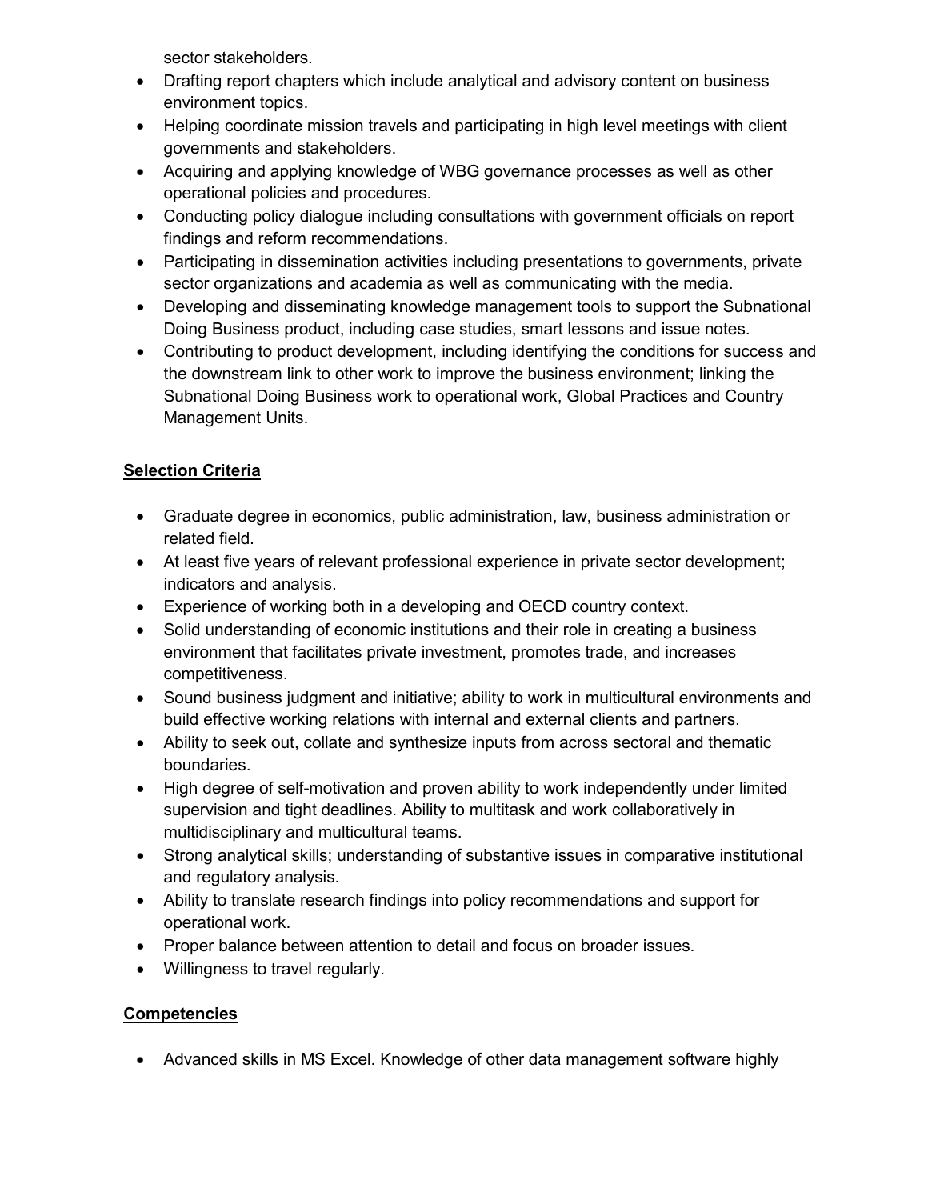sector stakeholders.

- Drafting report chapters which include analytical and advisory content on business environment topics.
- Helping coordinate mission travels and participating in high level meetings with client governments and stakeholders.
- Acquiring and applying knowledge of WBG governance processes as well as other operational policies and procedures.
- Conducting policy dialogue including consultations with government officials on report findings and reform recommendations.
- Participating in dissemination activities including presentations to governments, private sector organizations and academia as well as communicating with the media.
- Developing and disseminating knowledge management tools to support the Subnational Doing Business product, including case studies, smart lessons and issue notes.
- Contributing to product development, including identifying the conditions for success and the downstream link to other work to improve the business environment; linking the Subnational Doing Business work to operational work, Global Practices and Country Management Units.

## Selection Criteria

- Graduate degree in economics, public administration, law, business administration or related field.
- At least five years of relevant professional experience in private sector development; indicators and analysis.
- Experience of working both in a developing and OECD country context.
- Solid understanding of economic institutions and their role in creating a business environment that facilitates private investment, promotes trade, and increases competitiveness.
- Sound business judgment and initiative; ability to work in multicultural environments and build effective working relations with internal and external clients and partners.
- Ability to seek out, collate and synthesize inputs from across sectoral and thematic boundaries.
- High degree of self-motivation and proven ability to work independently under limited supervision and tight deadlines. Ability to multitask and work collaboratively in multidisciplinary and multicultural teams.
- Strong analytical skills; understanding of substantive issues in comparative institutional and regulatory analysis.
- Ability to translate research findings into policy recommendations and support for operational work.
- Proper balance between attention to detail and focus on broader issues.
- Willingness to travel regularly.

## Competencies

- Advanced skills in MS Excel. Knowledge of other data management software highly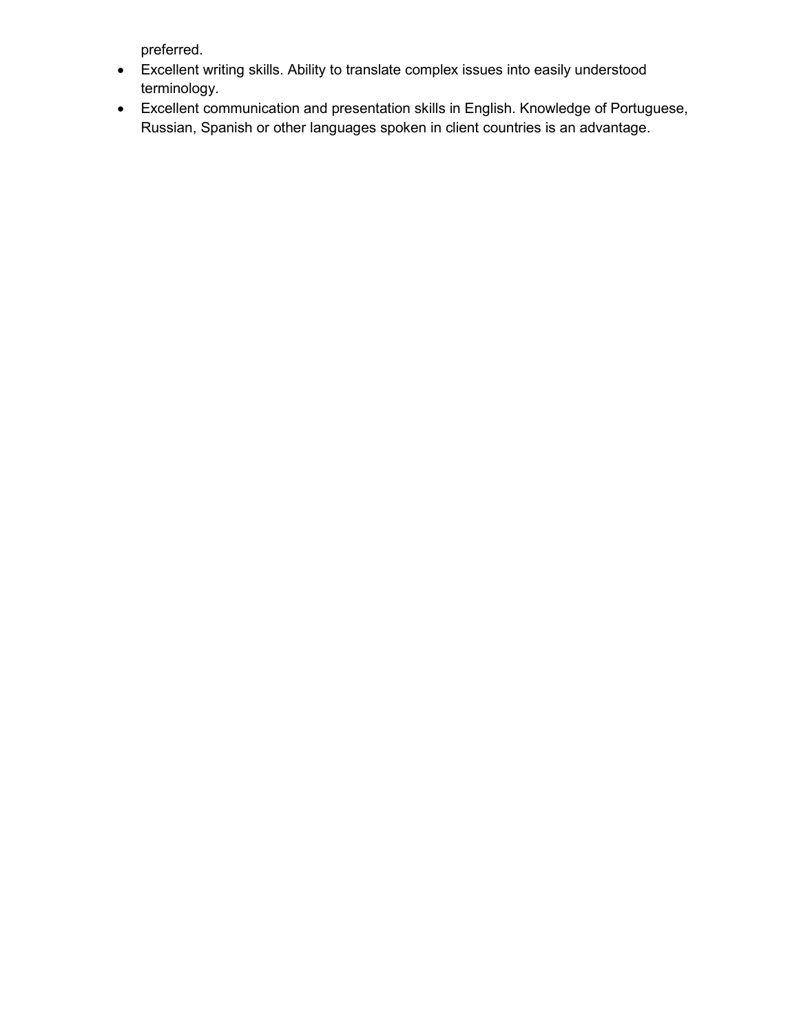preferred.

- Excellent writing skills. Ability to translate complex issues into easily understood terminology.
- Excellent communication and presentation skills in English. Knowledge of Portuguese, Russian, Spanish or other languages spoken in client countries is an advantage.